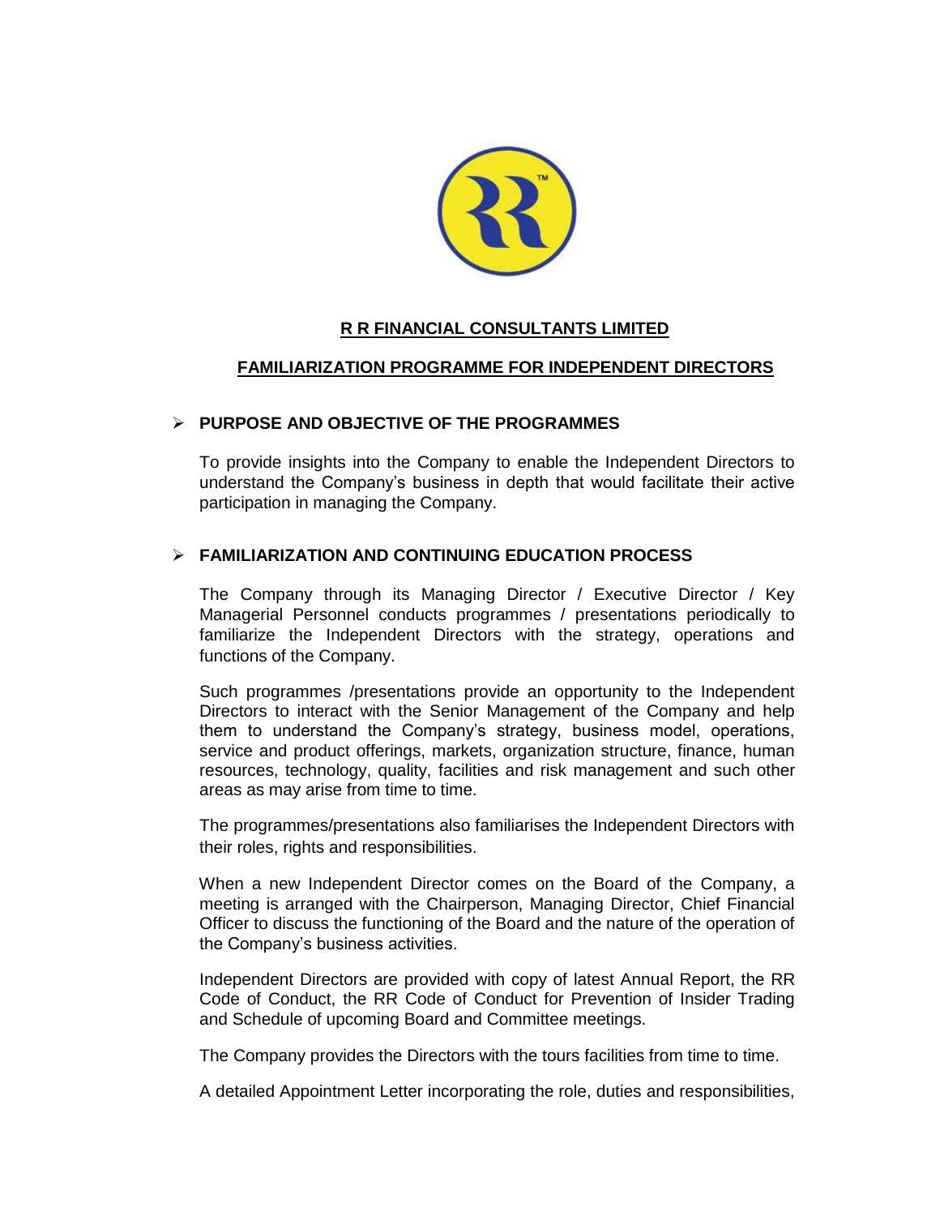# R R FINANCIAL CONSULTANTS LIMITED

## FAMILIARIZATION PROGRAMME FOR INDEPENDENT DIRECTORS

### ➢ PURPOSE AND OBJECTIVE OF THE PROGRAMMES

To provide insights into the Company to enable the Independent Directors to understand the Company's business in depth that would facilitate their active participation in managing the Company.

### ➢ FAMILIARIZATION AND CONTINUING EDUCATION PROCESS

The Company through its Managing Director / Executive Director / Key Managerial Personnel conducts programmes / presentations periodically to familiarize the Independent Directors with the strategy, operations and functions of the Company.

Such programmes /presentations provide an opportunity to the Independent Directors to interact with the Senior Management of the Company and help them to understand the Company's strategy, business model, operations, service and product offerings, markets, organization structure, finance, human resources, technology, quality, facilities and risk management and such other areas as may arise from time to time.

The programmes/presentations also familiarises the Independent Directors with their roles, rights and responsibilities.

When a new Independent Director comes on the Board of the Company, a meeting is arranged with the Chairperson, Managing Director, Chief Financial Officer to discuss the functioning of the Board and the nature of the operation of the Company's business activities.

Independent Directors are provided with copy of latest Annual Report, the RR Code of Conduct, the RR Code of Conduct for Prevention of Insider Trading and Schedule of upcoming Board and Committee meetings.

The Company provides the Directors with the tours facilities from time to time.

A detailed Appointment Letter incorporating the role, duties and responsibilities,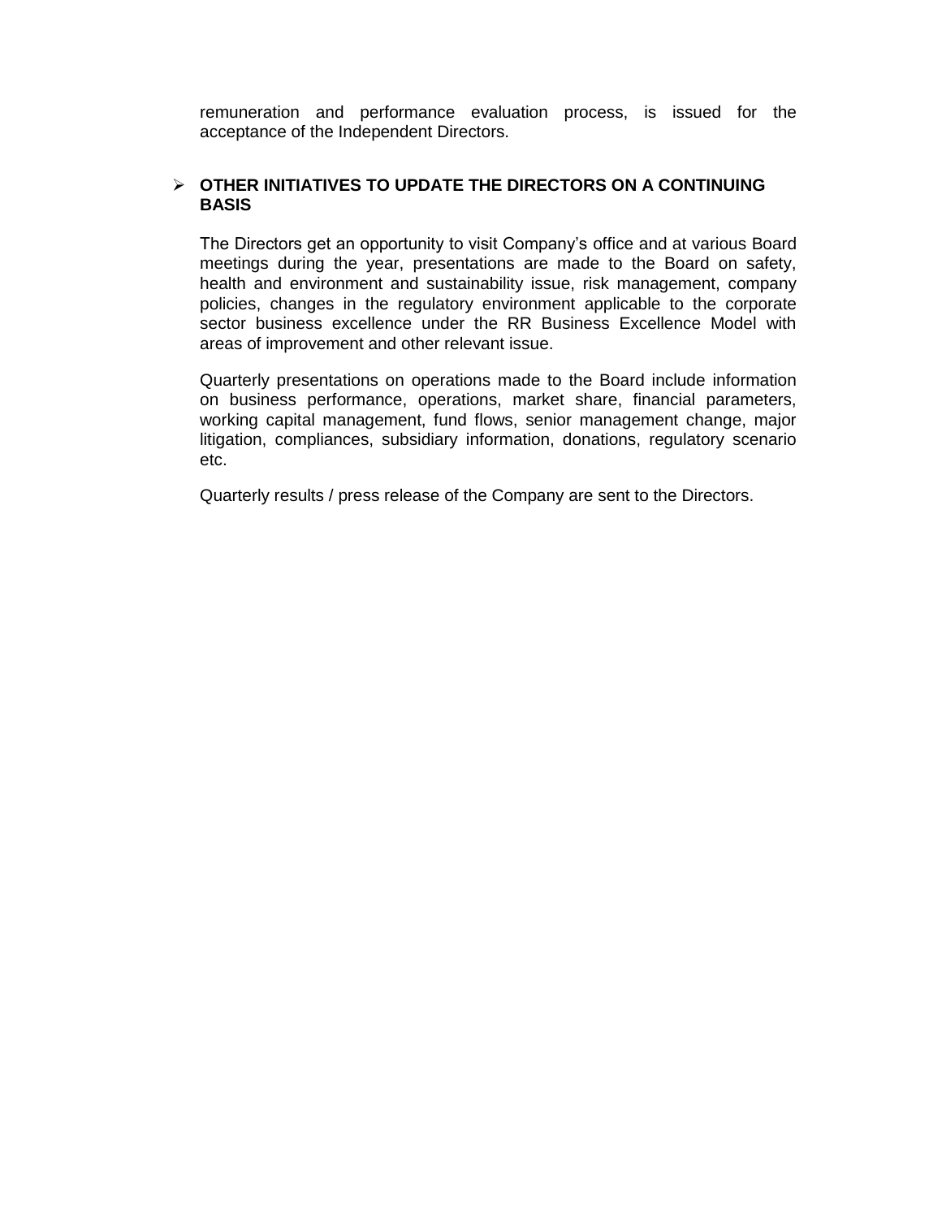remuneration and performance evaluation process, is issued for the acceptance of the Independent Directors.

- **OTHER INITIATIVES TO UPDATE THE DIRECTORS ON A CONTINUING BASIS**

  The Directors get an opportunity to visit Company's office and at various Board meetings during the year, presentations are made to the Board on safety, health and environment and sustainability issue, risk management, company policies, changes in the regulatory environment applicable to the corporate sector business excellence under the RR Business Excellence Model with areas of improvement and other relevant issue.

  Quarterly presentations on operations made to the Board include information on business performance, operations, market share, financial parameters, working capital management, fund flows, senior management change, major litigation, compliances, subsidiary information, donations, regulatory scenario etc.

  Quarterly results / press release of the Company are sent to the Directors.